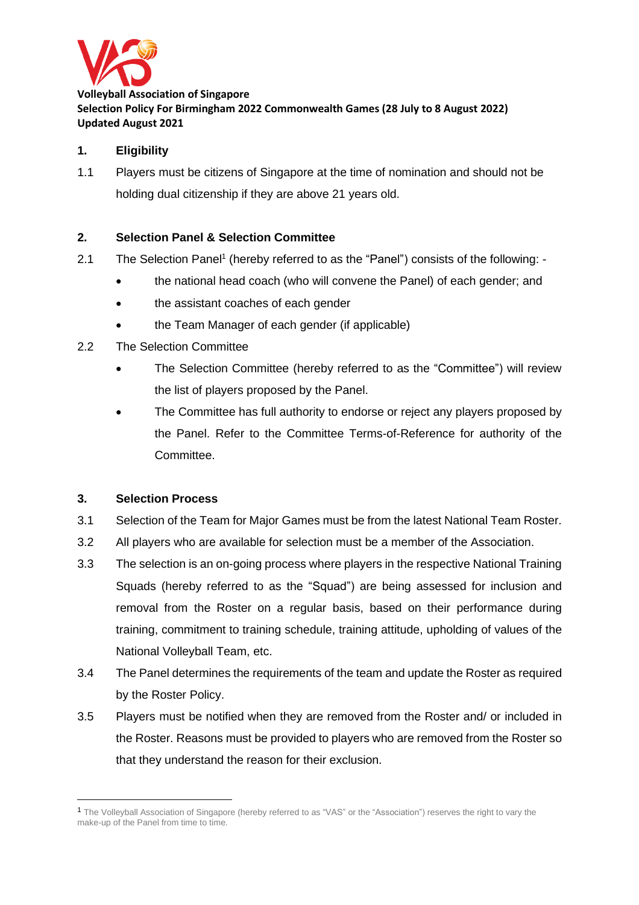**Volleyball Association of Singapore**
**Selection Policy For Birmingham 2022 Commonwealth Games (28 July to 8 August 2022)**
**Updated August 2021**

## 1. Eligibility

1.1 Players must be citizens of Singapore at the time of nomination and should not be holding dual citizenship if they are above 21 years old.

## 2. Selection Panel & Selection Committee

2.1 The Selection Panel[1] (hereby referred to as the "Panel") consists of the following: -

- the national head coach (who will convene the Panel) of each gender; and
- the assistant coaches of each gender
- the Team Manager of each gender (if applicable)

2.2 The Selection Committee

- The Selection Committee (hereby referred to as the "Committee") will review the list of players proposed by the Panel.
- The Committee has full authority to endorse or reject any players proposed by the Panel. Refer to the Committee Terms-of-Reference for authority of the Committee.

## 3. Selection Process

3.1 Selection of the Team for Major Games must be from the latest National Team Roster.

3.2 All players who are available for selection must be a member of the Association.

3.3 The selection is an on-going process where players in the respective National Training Squads (hereby referred to as the "Squad") are being assessed for inclusion and removal from the Roster on a regular basis, based on their performance during training, commitment to training schedule, training attitude, upholding of values of the National Volleyball Team, etc.

3.4 The Panel determines the requirements of the team and update the Roster as required by the Roster Policy.

3.5 Players must be notified when they are removed from the Roster and/ or included in the Roster. Reasons must be provided to players who are removed from the Roster so that they understand the reason for their exclusion.

[1] The Volleyball Association of Singapore (hereby referred to as "VAS" or the "Association") reserves the right to vary the make-up of the Panel from time to time.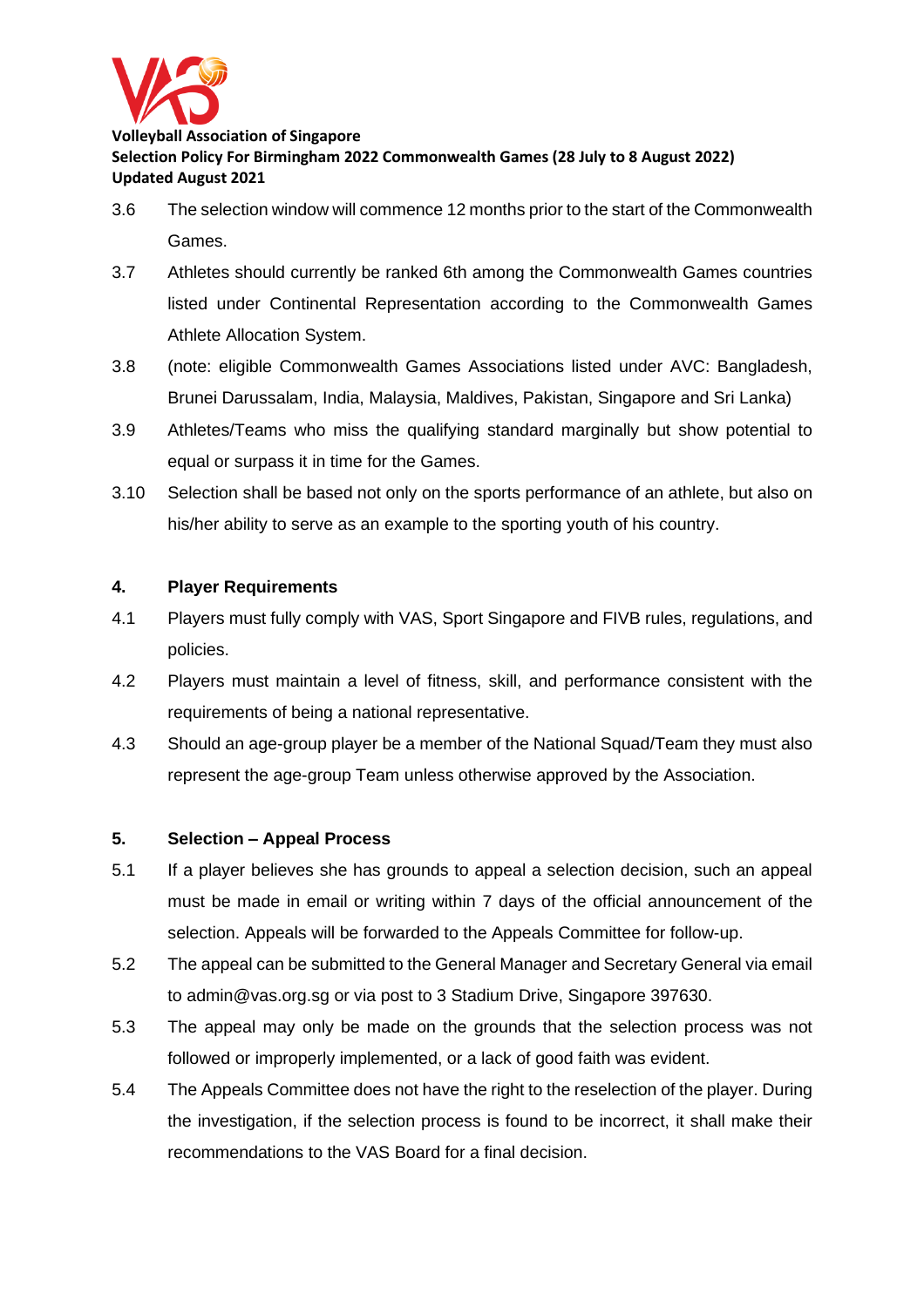3.6 The selection window will commence 12 months prior to the start of the Commonwealth Games.

3.7 Athletes should currently be ranked 6th among the Commonwealth Games countries listed under Continental Representation according to the Commonwealth Games Athlete Allocation System.

3.8 (note: eligible Commonwealth Games Associations listed under AVC: Bangladesh, Brunei Darussalam, India, Malaysia, Maldives, Pakistan, Singapore and Sri Lanka)

3.9 Athletes/Teams who miss the qualifying standard marginally but show potential to equal or surpass it in time for the Games.

3.10 Selection shall be based not only on the sports performance of an athlete, but also on his/her ability to serve as an example to the sporting youth of his country.

## 4. Player Requirements

4.1 Players must fully comply with VAS, Sport Singapore and FIVB rules, regulations, and policies.

4.2 Players must maintain a level of fitness, skill, and performance consistent with the requirements of being a national representative.

4.3 Should an age-group player be a member of the National Squad/Team they must also represent the age-group Team unless otherwise approved by the Association.

## 5. Selection – Appeal Process

5.1 If a player believes she has grounds to appeal a selection decision, such an appeal must be made in email or writing within 7 days of the official announcement of the selection. Appeals will be forwarded to the Appeals Committee for follow-up.

5.2 The appeal can be submitted to the General Manager and Secretary General via email to admin@vas.org.sg or via post to 3 Stadium Drive, Singapore 397630.

5.3 The appeal may only be made on the grounds that the selection process was not followed or improperly implemented, or a lack of good faith was evident.

5.4 The Appeals Committee does not have the right to the reselection of the player. During the investigation, if the selection process is found to be incorrect, it shall make their recommendations to the VAS Board for a final decision.